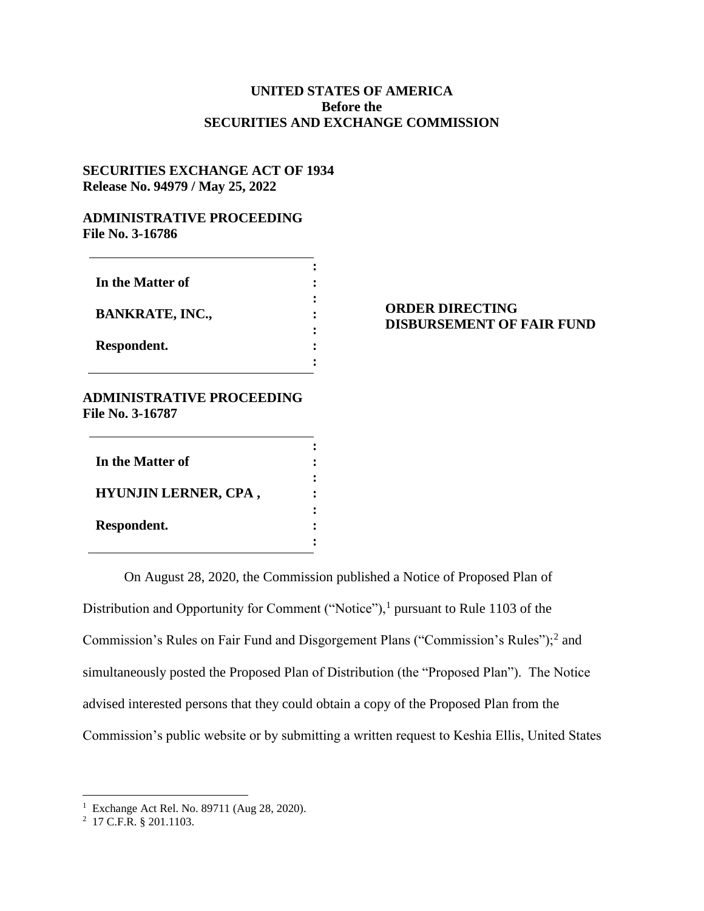**UNITED STATES OF AMERICA**
**Before the**
**SECURITIES AND EXCHANGE COMMISSION**

**SECURITIES EXCHANGE ACT OF 1934**
**Release No. 94979 / May 25, 2022**

**ADMINISTRATIVE PROCEEDING**
**File No. 3-16786**

**In the Matter of**

**BANKRATE, INC.,**

**Respondent.**

**ORDER DIRECTING DISBURSEMENT OF FAIR FUND**

**ADMINISTRATIVE PROCEEDING**
**File No. 3-16787**

**In the Matter of**

**HYUNJIN LERNER, CPA ,**

**Respondent.**

On August 28, 2020, the Commission published a Notice of Proposed Plan of Distribution and Opportunity for Comment ("Notice"),[1] pursuant to Rule 1103 of the Commission's Rules on Fair Fund and Disgorgement Plans ("Commission's Rules");[2] and simultaneously posted the Proposed Plan of Distribution (the "Proposed Plan"). The Notice advised interested persons that they could obtain a copy of the Proposed Plan from the Commission's public website or by submitting a written request to Keshia Ellis, United States

[1] Exchange Act Rel. No. 89711 (Aug 28, 2020).

[2] 17 C.F.R. § 201.1103.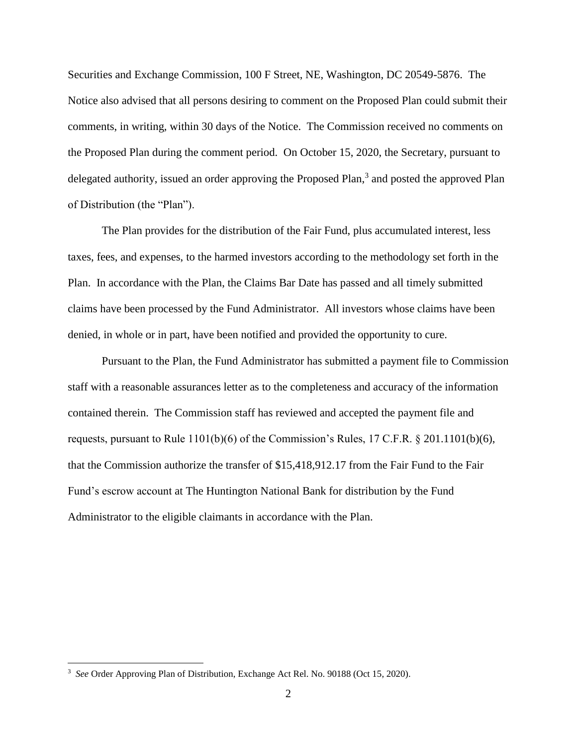Securities and Exchange Commission, 100 F Street, NE, Washington, DC 20549-5876. The Notice also advised that all persons desiring to comment on the Proposed Plan could submit their comments, in writing, within 30 days of the Notice. The Commission received no comments on the Proposed Plan during the comment period. On October 15, 2020, the Secretary, pursuant to delegated authority, issued an order approving the Proposed Plan,[3] and posted the approved Plan of Distribution (the "Plan").

The Plan provides for the distribution of the Fair Fund, plus accumulated interest, less taxes, fees, and expenses, to the harmed investors according to the methodology set forth in the Plan. In accordance with the Plan, the Claims Bar Date has passed and all timely submitted claims have been processed by the Fund Administrator. All investors whose claims have been denied, in whole or in part, have been notified and provided the opportunity to cure.

Pursuant to the Plan, the Fund Administrator has submitted a payment file to Commission staff with a reasonable assurances letter as to the completeness and accuracy of the information contained therein. The Commission staff has reviewed and accepted the payment file and requests, pursuant to Rule 1101(b)(6) of the Commission's Rules, 17 C.F.R. § 201.1101(b)(6), that the Commission authorize the transfer of $15,418,912.17 from the Fair Fund to the Fair Fund's escrow account at The Huntington National Bank for distribution by the Fund Administrator to the eligible claimants in accordance with the Plan.

---

[3] *See* Order Approving Plan of Distribution, Exchange Act Rel. No. 90188 (Oct 15, 2020).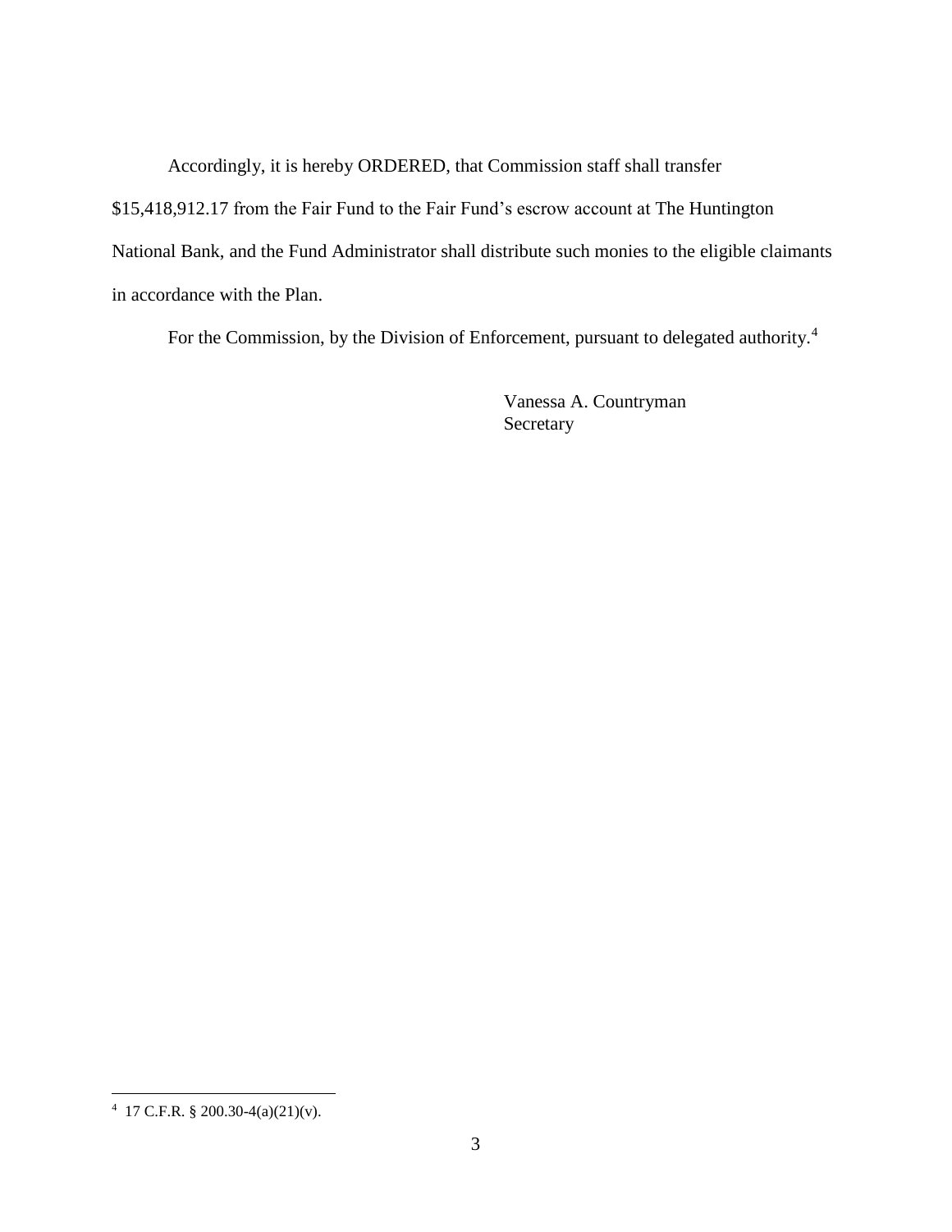Accordingly, it is hereby ORDERED, that Commission staff shall transfer $15,418,912.17 from the Fair Fund to the Fair Fund's escrow account at The Huntington National Bank, and the Fund Administrator shall distribute such monies to the eligible claimants in accordance with the Plan.

For the Commission, by the Division of Enforcement, pursuant to delegated authority.[4]

Vanessa A. Countryman
Secretary

---

[4] 17 C.F.R. § 200.30-4(a)(21)(v).